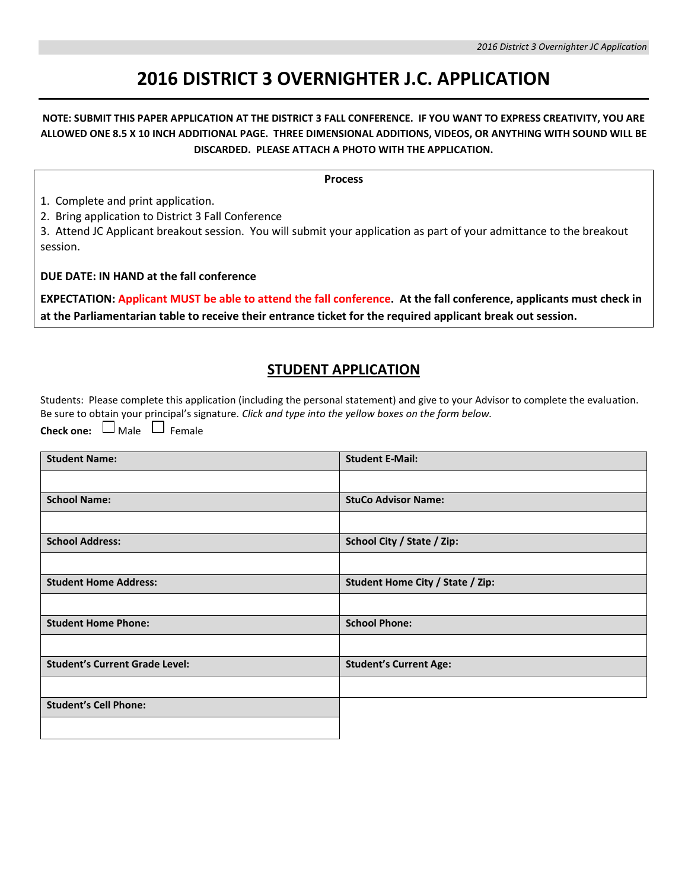# 2016 DISTRICT 3 OVERNIGHTER J.C. APPLICATION

**NOTE: SUBMIT THIS PAPER APPLICATION AT THE DISTRICT 3 FALL CONFERENCE. IF YOU WANT TO EXPRESS CREATIVITY, YOU ARE ALLOWED ONE 8.5 X 10 INCH ADDITIONAL PAGE. THREE DIMENSIONAL ADDITIONS, VIDEOS, OR ANYTHING WITH SOUND WILL BE DISCARDED. PLEASE ATTACH A PHOTO WITH THE APPLICATION.**

**Process**

1. Complete and print application.
2. Bring application to District 3 Fall Conference
3. Attend JC Applicant breakout session. You will submit your application as part of your admittance to the breakout session.

**DUE DATE: IN HAND at the fall conference**

**EXPECTATION: Applicant MUST be able to attend the fall conference. At the fall conference, applicants must check in at the Parliamentarian table to receive their entrance ticket for the required applicant break out session.**

## STUDENT APPLICATION

Students: Please complete this application (including the personal statement) and give to your Advisor to complete the evaluation. Be sure to obtain your principal's signature. *Click and type into the yellow boxes on the form below.*

**Check one:** ☐ Male ☐ Female

| **Student Name:** | **Student E-Mail:** |
|---|---|
| | |
| **School Name:** | **StuCo Advisor Name:** |
| | |
| **School Address:** | **School City / State / Zip:** |
| | |
| **Student Home Address:** | **Student Home City / State / Zip:** |
| | |
| **Student Home Phone:** | **School Phone:** |
| | |
| **Student's Current Grade Level:** | **Student's Current Age:** |
| | |
| **Student's Cell Phone:** | |
| | |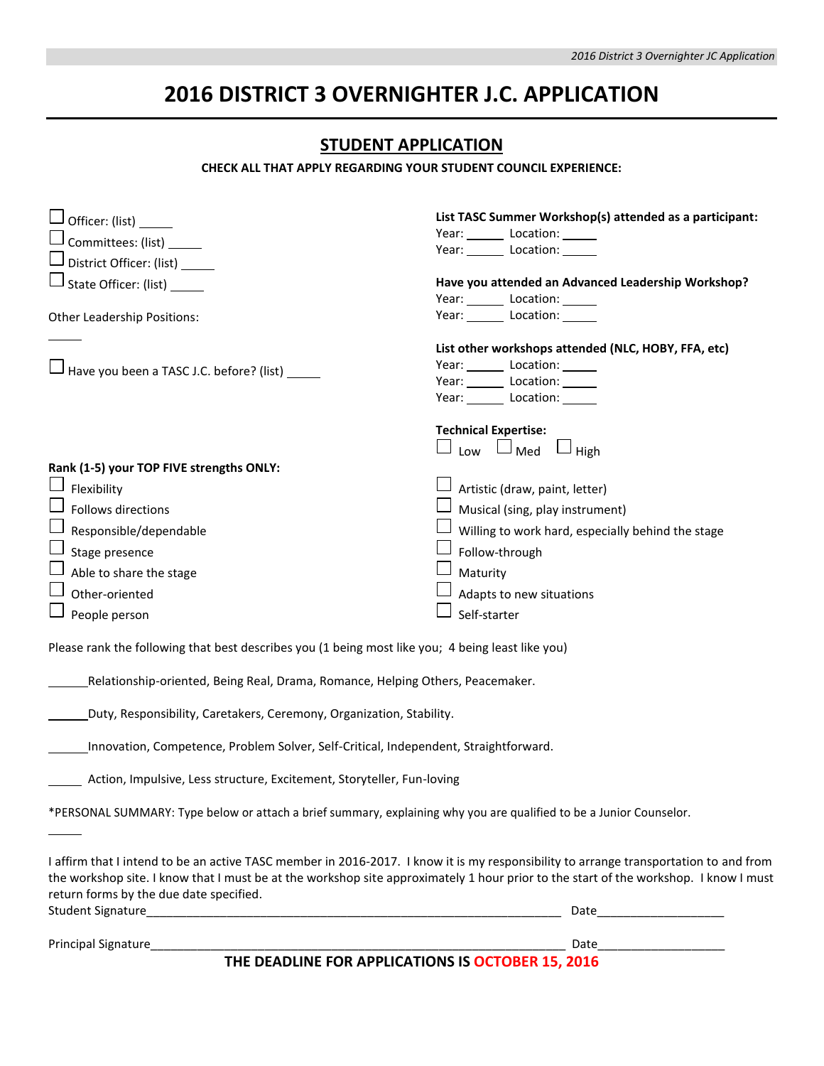# 2016 DISTRICT 3 OVERNIGHTER J.C. APPLICATION

## STUDENT APPLICATION

**CHECK ALL THAT APPLY REGARDING YOUR STUDENT COUNCIL EXPERIENCE:**

☐ Officer: (list) _____

☐ Committees: (list) _____

☐ District Officer: (list) _____

☐ State Officer: (list) _____

Other Leadership Positions:

_____

☐ Have you been a TASC J.C. before? (list) _____

**List TASC Summer Workshop(s) attended as a participant:**

Year: _____ Location: _____

Year: _____ Location: _____

**Have you attended an Advanced Leadership Workshop?**

Year: _____ Location: _____

Year: _____ Location: _____

**List other workshops attended (NLC, HOBY, FFA, etc)**

Year: _____ Location: _____

Year: _____ Location: _____

Year: _____ Location: _____

**Technical Expertise:**

☐ Low ☐ Med ☐ High

**Rank (1-5) your TOP FIVE strengths ONLY:**

☐ Flexibility

☐ Follows directions

☐ Responsible/dependable

☐ Stage presence

☐ Able to share the stage

☐ Other-oriented

☐ People person

☐ Artistic (draw, paint, letter)

☐ Musical (sing, play instrument)

☐ Willing to work hard, especially behind the stage

☐ Follow-through

☐ Maturity

☐ Adapts to new situations

☐ Self-starter

Please rank the following that best describes you (1 being most like you; 4 being least like you)

______Relationship-oriented, Being Real, Drama, Romance, Helping Others, Peacemaker.

______Duty, Responsibility, Caretakers, Ceremony, Organization, Stability.

______Innovation, Competence, Problem Solver, Self-Critical, Independent, Straightforward.

______ Action, Impulsive, Less structure, Excitement, Storyteller, Fun-loving

*PERSONAL SUMMARY: Type below or attach a brief summary, explaining why you are qualified to be a Junior Counselor.

_____

I affirm that I intend to be an active TASC member in 2016-2017. I know it is my responsibility to arrange transportation to and from the workshop site. I know that I must be at the workshop site approximately 1 hour prior to the start of the workshop. I know I must return forms by the due date specified.

Student Signature_______________________________________________________________ Date___________________

Principal Signature______________________________________________________________ Date___________________

**THE DEADLINE FOR APPLICATIONS IS OCTOBER 15, 2016**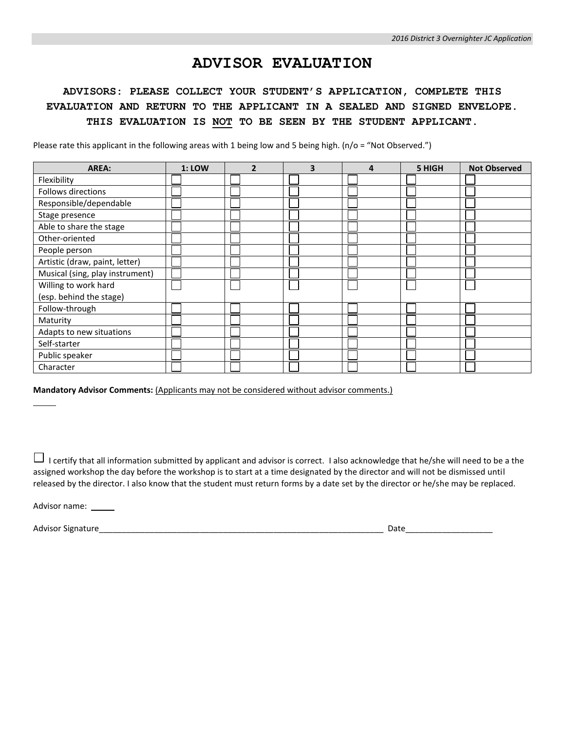# ADVISOR EVALUATION

**ADVISORS: PLEASE COLLECT YOUR STUDENT'S APPLICATION, COMPLETE THIS EVALUATION AND RETURN TO THE APPLICANT IN A SEALED AND SIGNED ENVELOPE. THIS EVALUATION IS <u>NOT</u> TO BE SEEN BY THE STUDENT APPLICANT.**

Please rate this applicant in the following areas with 1 being low and 5 being high. (n/o = "Not Observed.")

| AREA: | 1: LOW | 2 | 3 | 4 | 5 HIGH | Not Observed |
|---|---|---|---|---|---|---|
| Flexibility | ☐ | ☐ | ☐ | ☐ | ☐ | ☐ |
| Follows directions | ☐ | ☐ | ☐ | ☐ | ☐ | ☐ |
| Responsible/dependable | ☐ | ☐ | ☐ | ☐ | ☐ | ☐ |
| Stage presence | ☐ | ☐ | ☐ | ☐ | ☐ | ☐ |
| Able to share the stage | ☐ | ☐ | ☐ | ☐ | ☐ | ☐ |
| Other-oriented | ☐ | ☐ | ☐ | ☐ | ☐ | ☐ |
| People person | ☐ | ☐ | ☐ | ☐ | ☐ | ☐ |
| Artistic (draw, paint, letter) | ☐ | ☐ | ☐ | ☐ | ☐ | ☐ |
| Musical (sing, play instrument) | ☐ | ☐ | ☐ | ☐ | ☐ | ☐ |
| Willing to work hard (esp. behind the stage) | ☐ | ☐ | ☐ | ☐ | ☐ | ☐ |
| Follow-through | ☐ | ☐ | ☐ | ☐ | ☐ | ☐ |
| Maturity | ☐ | ☐ | ☐ | ☐ | ☐ | ☐ |
| Adapts to new situations | ☐ | ☐ | ☐ | ☐ | ☐ | ☐ |
| Self-starter | ☐ | ☐ | ☐ | ☐ | ☐ | ☐ |
| Public speaker | ☐ | ☐ | ☐ | ☐ | ☐ | ☐ |
| Character | ☐ | ☐ | ☐ | ☐ | ☐ | ☐ |

**Mandatory Advisor Comments:** <u>(Applicants may not be considered without advisor comments.)</u>

☐ I certify that all information submitted by applicant and advisor is correct. I also acknowledge that he/she will need to be a the assigned workshop the day before the workshop is to start at a time designated by the director and will not be dismissed until released by the director. I also know that the student must return forms by a date set by the director or he/she may be replaced.

Advisor name: _____

Advisor Signature_________________________________________________________________ Date___________________